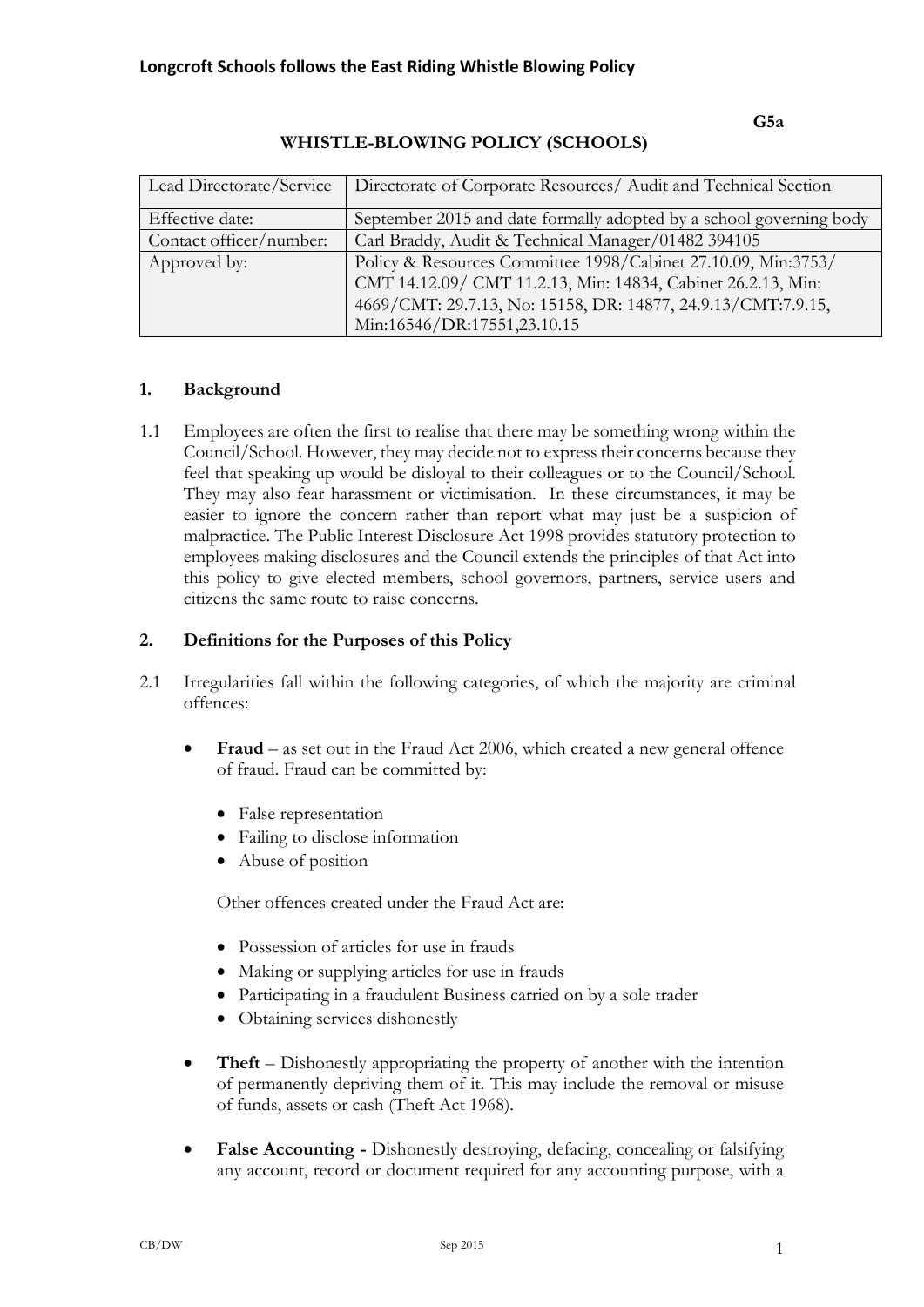**Longcroft Schools follows the East Riding Whistle Blowing Policy**

**G5a**

# WHISTLE-BLOWING POLICY (SCHOOLS)

| | |
|---|---|
| Lead Directorate/Service | Directorate of Corporate Resources/ Audit and Technical Section |
| Effective date: | September 2015 and date formally adopted by a school governing body |
| Contact officer/number: | Carl Braddy, Audit & Technical Manager/01482 394105 |
| Approved by: | Policy & Resources Committee 1998/Cabinet 27.10.09, Min:3753/ CMT 14.12.09/ CMT 11.2.13, Min: 14834, Cabinet 26.2.13, Min: 4669/CMT: 29.7.13, No: 15158, DR: 14877, 24.9.13/CMT:7.9.15, Min:16546/DR:17551,23.10.15 |

## 1. Background

1.1 Employees are often the first to realise that there may be something wrong within the Council/School. However, they may decide not to express their concerns because they feel that speaking up would be disloyal to their colleagues or to the Council/School. They may also fear harassment or victimisation. In these circumstances, it may be easier to ignore the concern rather than report what may just be a suspicion of malpractice. The Public Interest Disclosure Act 1998 provides statutory protection to employees making disclosures and the Council extends the principles of that Act into this policy to give elected members, school governors, partners, service users and citizens the same route to raise concerns.

## 2. Definitions for the Purposes of this Policy

2.1 Irregularities fall within the following categories, of which the majority are criminal offences:

- **Fraud** – as set out in the Fraud Act 2006, which created a new general offence of fraud. Fraud can be committed by:

  - False representation
  - Failing to disclose information
  - Abuse of position

  Other offences created under the Fraud Act are:

  - Possession of articles for use in frauds
  - Making or supplying articles for use in frauds
  - Participating in a fraudulent Business carried on by a sole trader
  - Obtaining services dishonestly

- **Theft** – Dishonestly appropriating the property of another with the intention of permanently depriving them of it. This may include the removal or misuse of funds, assets or cash (Theft Act 1968).

- **False Accounting -** Dishonestly destroying, defacing, concealing or falsifying any account, record or document required for any accounting purpose, with a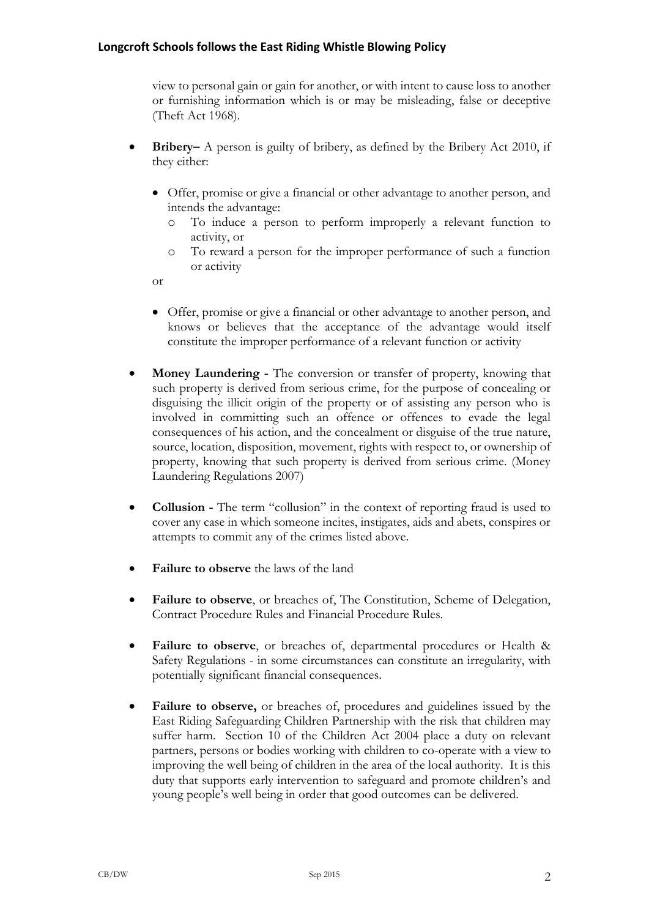view to personal gain or gain for another, or with intent to cause loss to another or furnishing information which is or may be misleading, false or deceptive (Theft Act 1968).

- **Bribery–** A person is guilty of bribery, as defined by the Bribery Act 2010, if they either:

  - Offer, promise or give a financial or other advantage to another person, and intends the advantage:
    - To induce a person to perform improperly a relevant function to activity, or
    - To reward a person for the improper performance of such a function or activity

  or

  - Offer, promise or give a financial or other advantage to another person, and knows or believes that the acceptance of the advantage would itself constitute the improper performance of a relevant function or activity

- **Money Laundering -** The conversion or transfer of property, knowing that such property is derived from serious crime, for the purpose of concealing or disguising the illicit origin of the property or of assisting any person who is involved in committing such an offence or offences to evade the legal consequences of his action, and the concealment or disguise of the true nature, source, location, disposition, movement, rights with respect to, or ownership of property, knowing that such property is derived from serious crime. (Money Laundering Regulations 2007)

- **Collusion -** The term "collusion" in the context of reporting fraud is used to cover any case in which someone incites, instigates, aids and abets, conspires or attempts to commit any of the crimes listed above.

- **Failure to observe** the laws of the land

- **Failure to observe**, or breaches of, The Constitution, Scheme of Delegation, Contract Procedure Rules and Financial Procedure Rules.

- **Failure to observe**, or breaches of, departmental procedures or Health & Safety Regulations - in some circumstances can constitute an irregularity, with potentially significant financial consequences.

- **Failure to observe,** or breaches of, procedures and guidelines issued by the East Riding Safeguarding Children Partnership with the risk that children may suffer harm. Section 10 of the Children Act 2004 place a duty on relevant partners, persons or bodies working with children to co-operate with a view to improving the well being of children in the area of the local authority. It is this duty that supports early intervention to safeguard and promote children's and young people's well being in order that good outcomes can be delivered.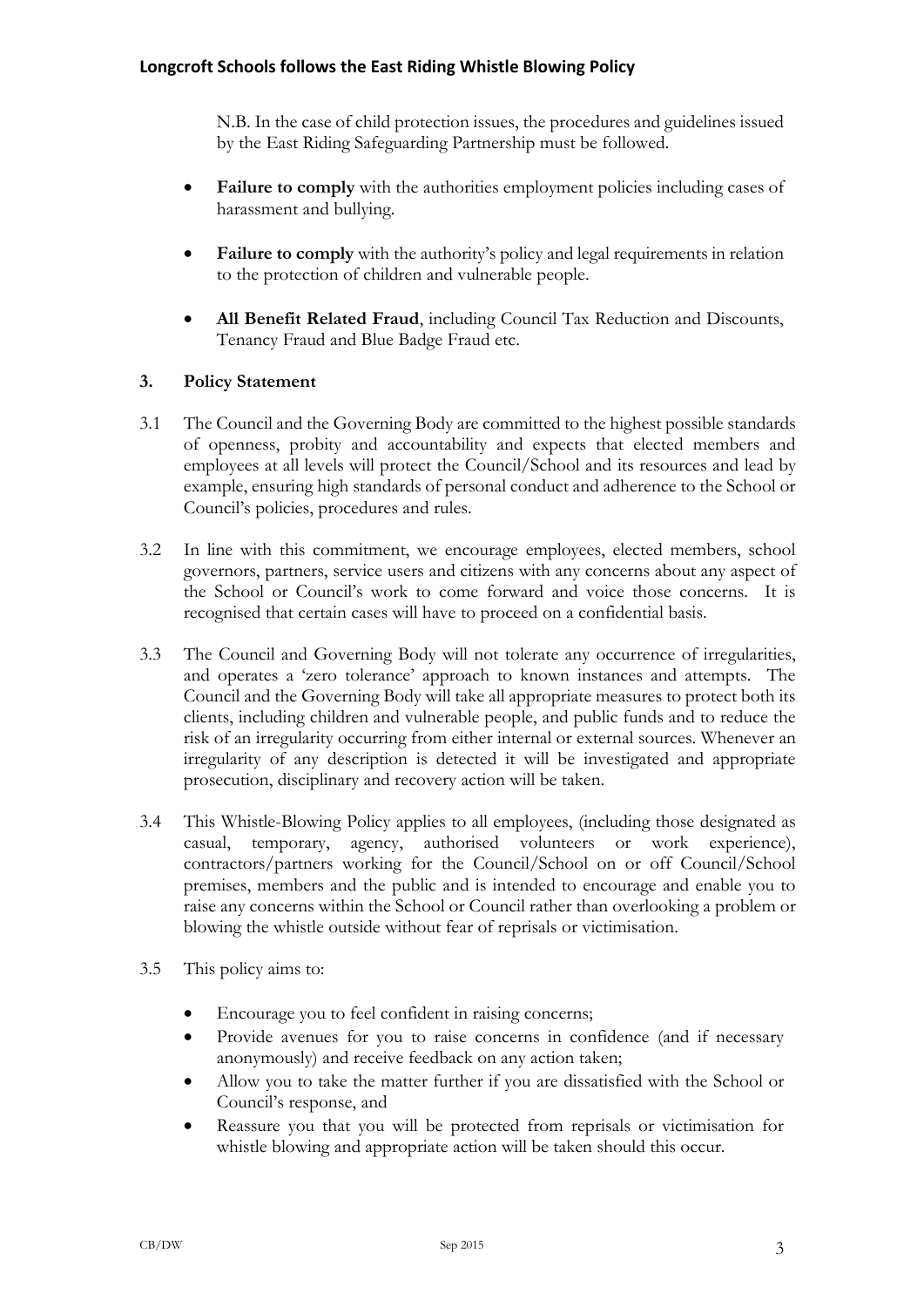N.B. In the case of child protection issues, the procedures and guidelines issued by the East Riding Safeguarding Partnership must be followed.

- **Failure to comply** with the authorities employment policies including cases of harassment and bullying.
- **Failure to comply** with the authority's policy and legal requirements in relation to the protection of children and vulnerable people.
- **All Benefit Related Fraud**, including Council Tax Reduction and Discounts, Tenancy Fraud and Blue Badge Fraud etc.

## 3. Policy Statement

3.1 The Council and the Governing Body are committed to the highest possible standards of openness, probity and accountability and expects that elected members and employees at all levels will protect the Council/School and its resources and lead by example, ensuring high standards of personal conduct and adherence to the School or Council's policies, procedures and rules.

3.2 In line with this commitment, we encourage employees, elected members, school governors, partners, service users and citizens with any concerns about any aspect of the School or Council's work to come forward and voice those concerns. It is recognised that certain cases will have to proceed on a confidential basis.

3.3 The Council and Governing Body will not tolerate any occurrence of irregularities, and operates a 'zero tolerance' approach to known instances and attempts. The Council and the Governing Body will take all appropriate measures to protect both its clients, including children and vulnerable people, and public funds and to reduce the risk of an irregularity occurring from either internal or external sources. Whenever an irregularity of any description is detected it will be investigated and appropriate prosecution, disciplinary and recovery action will be taken.

3.4 This Whistle-Blowing Policy applies to all employees, (including those designated as casual, temporary, agency, authorised volunteers or work experience), contractors/partners working for the Council/School on or off Council/School premises, members and the public and is intended to encourage and enable you to raise any concerns within the School or Council rather than overlooking a problem or blowing the whistle outside without fear of reprisals or victimisation.

3.5 This policy aims to:

- Encourage you to feel confident in raising concerns;
- Provide avenues for you to raise concerns in confidence (and if necessary anonymously) and receive feedback on any action taken;
- Allow you to take the matter further if you are dissatisfied with the School or Council's response, and
- Reassure you that you will be protected from reprisals or victimisation for whistle blowing and appropriate action will be taken should this occur.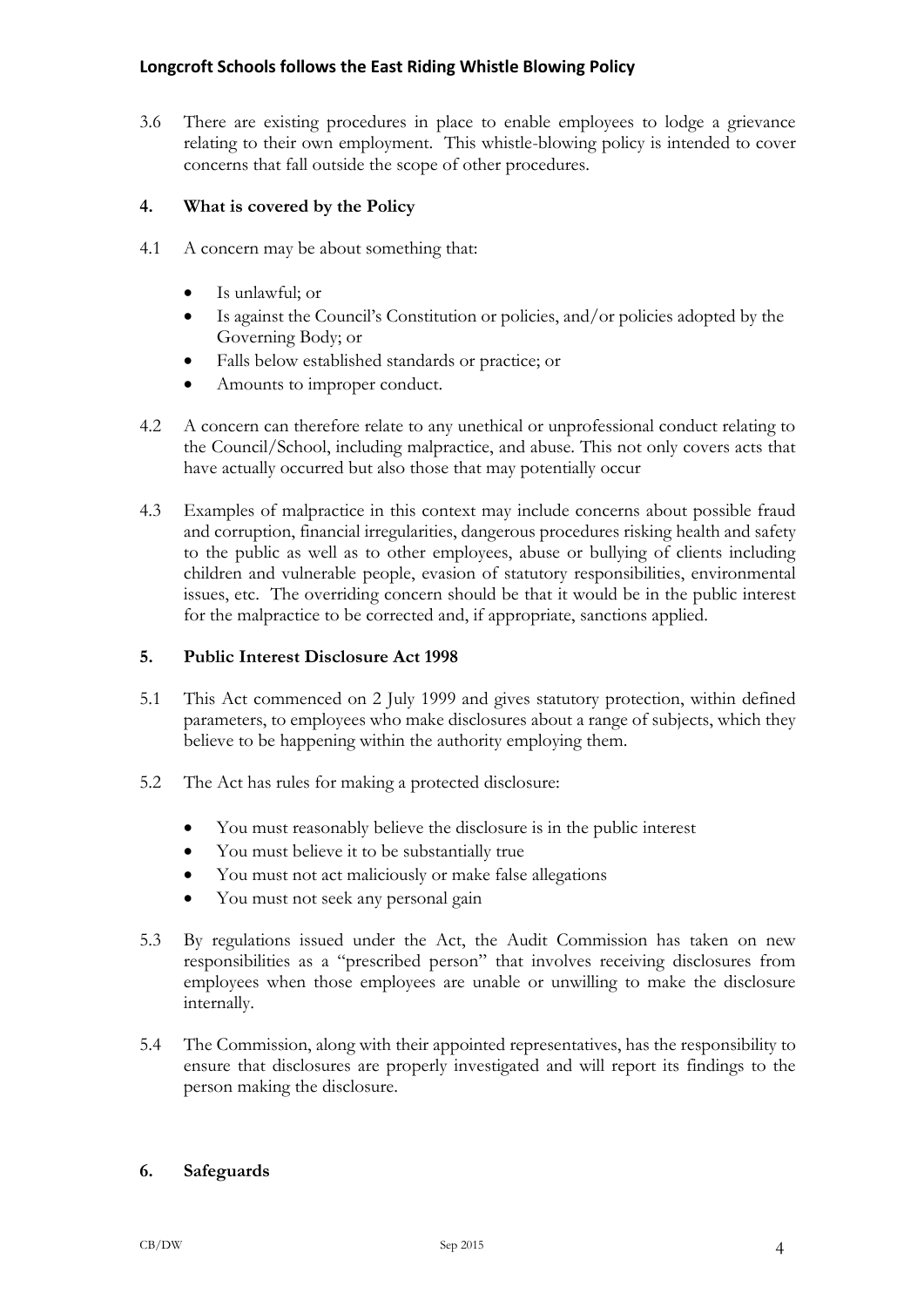3.6 There are existing procedures in place to enable employees to lodge a grievance relating to their own employment. This whistle-blowing policy is intended to cover concerns that fall outside the scope of other procedures.

## 4. What is covered by the Policy

4.1 A concern may be about something that:

- Is unlawful; or
- Is against the Council's Constitution or policies, and/or policies adopted by the Governing Body; or
- Falls below established standards or practice; or
- Amounts to improper conduct.

4.2 A concern can therefore relate to any unethical or unprofessional conduct relating to the Council/School, including malpractice, and abuse. This not only covers acts that have actually occurred but also those that may potentially occur

4.3 Examples of malpractice in this context may include concerns about possible fraud and corruption, financial irregularities, dangerous procedures risking health and safety to the public as well as to other employees, abuse or bullying of clients including children and vulnerable people, evasion of statutory responsibilities, environmental issues, etc. The overriding concern should be that it would be in the public interest for the malpractice to be corrected and, if appropriate, sanctions applied.

## 5. Public Interest Disclosure Act 1998

5.1 This Act commenced on 2 July 1999 and gives statutory protection, within defined parameters, to employees who make disclosures about a range of subjects, which they believe to be happening within the authority employing them.

5.2 The Act has rules for making a protected disclosure:

- You must reasonably believe the disclosure is in the public interest
- You must believe it to be substantially true
- You must not act maliciously or make false allegations
- You must not seek any personal gain

5.3 By regulations issued under the Act, the Audit Commission has taken on new responsibilities as a "prescribed person" that involves receiving disclosures from employees when those employees are unable or unwilling to make the disclosure internally.

5.4 The Commission, along with their appointed representatives, has the responsibility to ensure that disclosures are properly investigated and will report its findings to the person making the disclosure.

## 6. Safeguards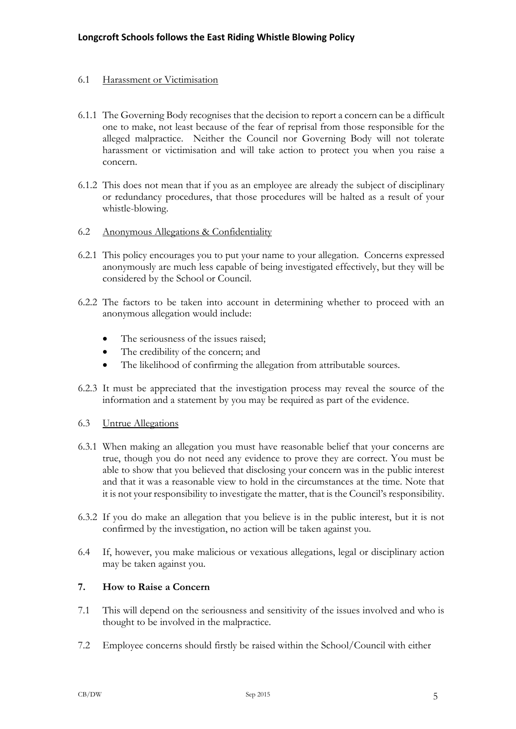6.1 Harassment or Victimisation

6.1.1 The Governing Body recognises that the decision to report a concern can be a difficult one to make, not least because of the fear of reprisal from those responsible for the alleged malpractice. Neither the Council nor Governing Body will not tolerate harassment or victimisation and will take action to protect you when you raise a concern.

6.1.2 This does not mean that if you as an employee are already the subject of disciplinary or redundancy procedures, that those procedures will be halted as a result of your whistle-blowing.

6.2 Anonymous Allegations & Confidentiality

6.2.1 This policy encourages you to put your name to your allegation. Concerns expressed anonymously are much less capable of being investigated effectively, but they will be considered by the School or Council.

6.2.2 The factors to be taken into account in determining whether to proceed with an anonymous allegation would include:

- The seriousness of the issues raised;
- The credibility of the concern; and
- The likelihood of confirming the allegation from attributable sources.

6.2.3 It must be appreciated that the investigation process may reveal the source of the information and a statement by you may be required as part of the evidence.

6.3 Untrue Allegations

6.3.1 When making an allegation you must have reasonable belief that your concerns are true, though you do not need any evidence to prove they are correct. You must be able to show that you believed that disclosing your concern was in the public interest and that it was a reasonable view to hold in the circumstances at the time. Note that it is not your responsibility to investigate the matter, that is the Council's responsibility.

6.3.2 If you do make an allegation that you believe is in the public interest, but it is not confirmed by the investigation, no action will be taken against you.

6.4 If, however, you make malicious or vexatious allegations, legal or disciplinary action may be taken against you.

## 7. How to Raise a Concern

7.1 This will depend on the seriousness and sensitivity of the issues involved and who is thought to be involved in the malpractice.

7.2 Employee concerns should firstly be raised within the School/Council with either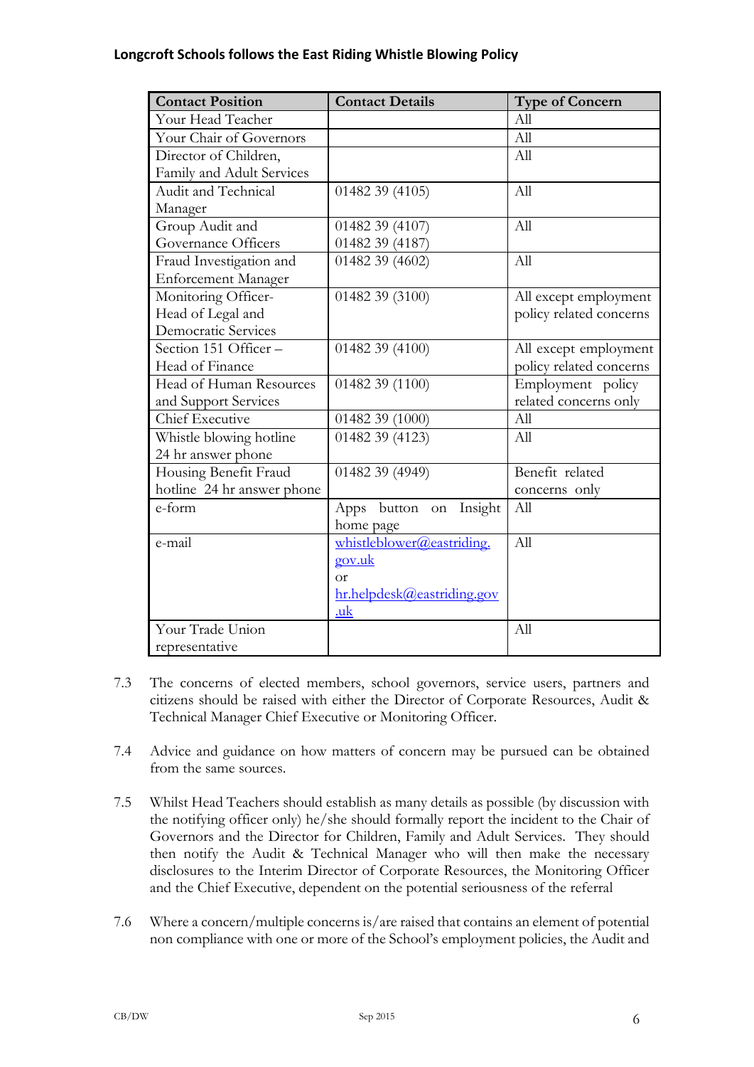**Longcroft Schools follows the East Riding Whistle Blowing Policy**

| Contact Position | Contact Details | Type of Concern |
|---|---|---|
| Your Head Teacher | | All |
| Your Chair of Governors | | All |
| Director of Children, Family and Adult Services | | All |
| Audit and Technical Manager | 01482 39 (4105) | All |
| Group Audit and Governance Officers | 01482 39 (4107) 01482 39 (4187) | All |
| Fraud Investigation and Enforcement Manager | 01482 39 (4602) | All |
| Monitoring Officer- Head of Legal and Democratic Services | 01482 39 (3100) | All except employment policy related concerns |
| Section 151 Officer – Head of Finance | 01482 39 (4100) | All except employment policy related concerns |
| Head of Human Resources and Support Services | 01482 39 (1100) | Employment policy related concerns only |
| Chief Executive | 01482 39 (1000) | All |
| Whistle blowing hotline 24 hr answer phone | 01482 39 (4123) | All |
| Housing Benefit Fraud hotline 24 hr answer phone | 01482 39 (4949) | Benefit related concerns only |
| e-form | Apps button on Insight home page | All |
| e-mail | whistleblower@eastriding.gov.uk or hr.helpdesk@eastriding.gov.uk | All |
| Your Trade Union representative | | All |

7.3 The concerns of elected members, school governors, service users, partners and citizens should be raised with either the Director of Corporate Resources, Audit & Technical Manager Chief Executive or Monitoring Officer.

7.4 Advice and guidance on how matters of concern may be pursued can be obtained from the same sources.

7.5 Whilst Head Teachers should establish as many details as possible (by discussion with the notifying officer only) he/she should formally report the incident to the Chair of Governors and the Director for Children, Family and Adult Services. They should then notify the Audit & Technical Manager who will then make the necessary disclosures to the Interim Director of Corporate Resources, the Monitoring Officer and the Chief Executive, dependent on the potential seriousness of the referral

7.6 Where a concern/multiple concerns is/are raised that contains an element of potential non compliance with one or more of the School's employment policies, the Audit and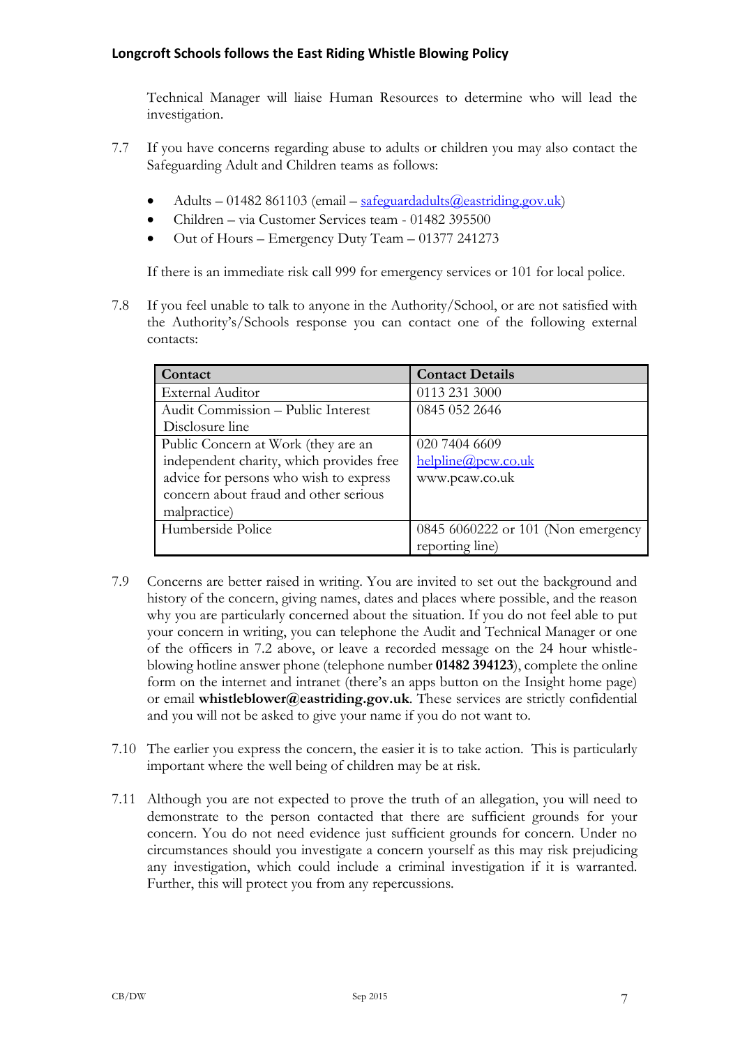Technical Manager will liaise Human Resources to determine who will lead the investigation.

7.7 If you have concerns regarding abuse to adults or children you may also contact the Safeguarding Adult and Children teams as follows:

- Adults – 01482 861103 (email – safeguardadults@eastriding.gov.uk)
- Children – via Customer Services team - 01482 395500
- Out of Hours – Emergency Duty Team – 01377 241273

If there is an immediate risk call 999 for emergency services or 101 for local police.

7.8 If you feel unable to talk to anyone in the Authority/School, or are not satisfied with the Authority's/Schools response you can contact one of the following external contacts:

| Contact | Contact Details |
| --- | --- |
| External Auditor | 0113 231 3000 |
| Audit Commission – Public Interest Disclosure line | 0845 052 2646 |
| Public Concern at Work (they are an independent charity, which provides free advice for persons who wish to express concern about fraud and other serious malpractice) | 020 7404 6609<br>helpline@pcw.co.uk<br>www.pcaw.co.uk |
| Humberside Police | 0845 6060222 or 101 (Non emergency reporting line) |

7.9 Concerns are better raised in writing. You are invited to set out the background and history of the concern, giving names, dates and places where possible, and the reason why you are particularly concerned about the situation. If you do not feel able to put your concern in writing, you can telephone the Audit and Technical Manager or one of the officers in 7.2 above, or leave a recorded message on the 24 hour whistle-blowing hotline answer phone (telephone number **01482 394123**), complete the online form on the internet and intranet (there's an apps button on the Insight home page) or email **whistleblower@eastriding.gov.uk**. These services are strictly confidential and you will not be asked to give your name if you do not want to.

7.10 The earlier you express the concern, the easier it is to take action. This is particularly important where the well being of children may be at risk.

7.11 Although you are not expected to prove the truth of an allegation, you will need to demonstrate to the person contacted that there are sufficient grounds for your concern. You do not need evidence just sufficient grounds for concern. Under no circumstances should you investigate a concern yourself as this may risk prejudicing any investigation, which could include a criminal investigation if it is warranted. Further, this will protect you from any repercussions.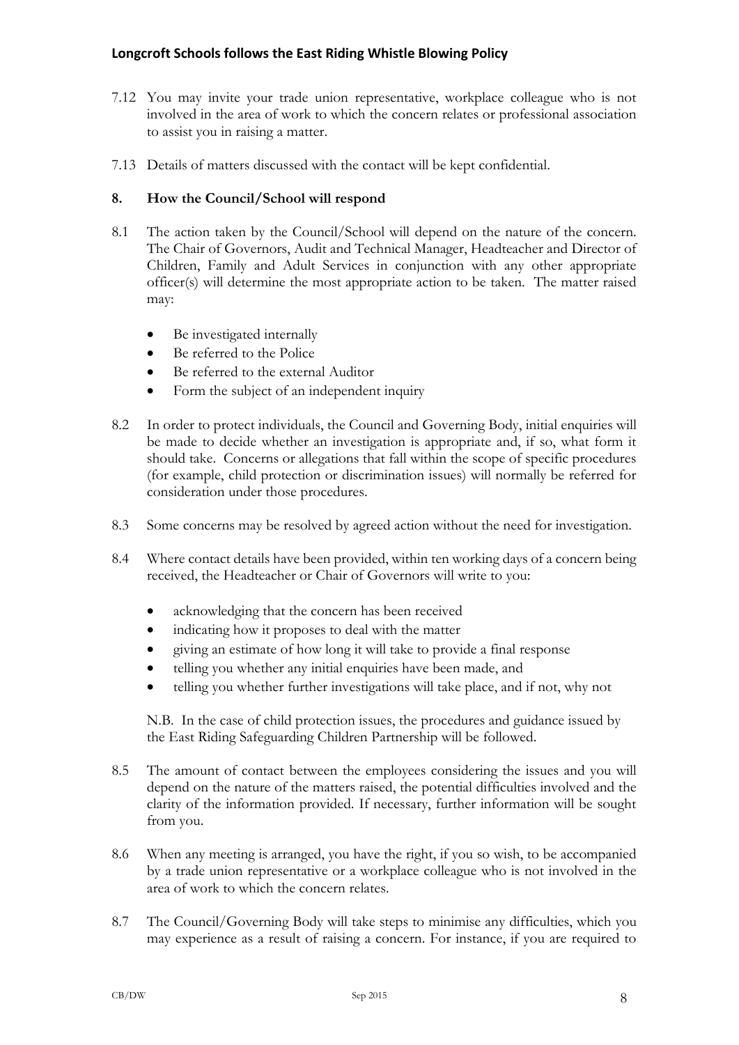7.12 You may invite your trade union representative, workplace colleague who is not involved in the area of work to which the concern relates or professional association to assist you in raising a matter.

7.13 Details of matters discussed with the contact will be kept confidential.

## 8. How the Council/School will respond

8.1 The action taken by the Council/School will depend on the nature of the concern. The Chair of Governors, Audit and Technical Manager, Headteacher and Director of Children, Family and Adult Services in conjunction with any other appropriate officer(s) will determine the most appropriate action to be taken. The matter raised may:

- Be investigated internally
- Be referred to the Police
- Be referred to the external Auditor
- Form the subject of an independent inquiry

8.2 In order to protect individuals, the Council and Governing Body, initial enquiries will be made to decide whether an investigation is appropriate and, if so, what form it should take. Concerns or allegations that fall within the scope of specific procedures (for example, child protection or discrimination issues) will normally be referred for consideration under those procedures.

8.3 Some concerns may be resolved by agreed action without the need for investigation.

8.4 Where contact details have been provided, within ten working days of a concern being received, the Headteacher or Chair of Governors will write to you:

- acknowledging that the concern has been received
- indicating how it proposes to deal with the matter
- giving an estimate of how long it will take to provide a final response
- telling you whether any initial enquiries have been made, and
- telling you whether further investigations will take place, and if not, why not

N.B. In the case of child protection issues, the procedures and guidance issued by the East Riding Safeguarding Children Partnership will be followed.

8.5 The amount of contact between the employees considering the issues and you will depend on the nature of the matters raised, the potential difficulties involved and the clarity of the information provided. If necessary, further information will be sought from you.

8.6 When any meeting is arranged, you have the right, if you so wish, to be accompanied by a trade union representative or a workplace colleague who is not involved in the area of work to which the concern relates.

8.7 The Council/Governing Body will take steps to minimise any difficulties, which you may experience as a result of raising a concern. For instance, if you are required to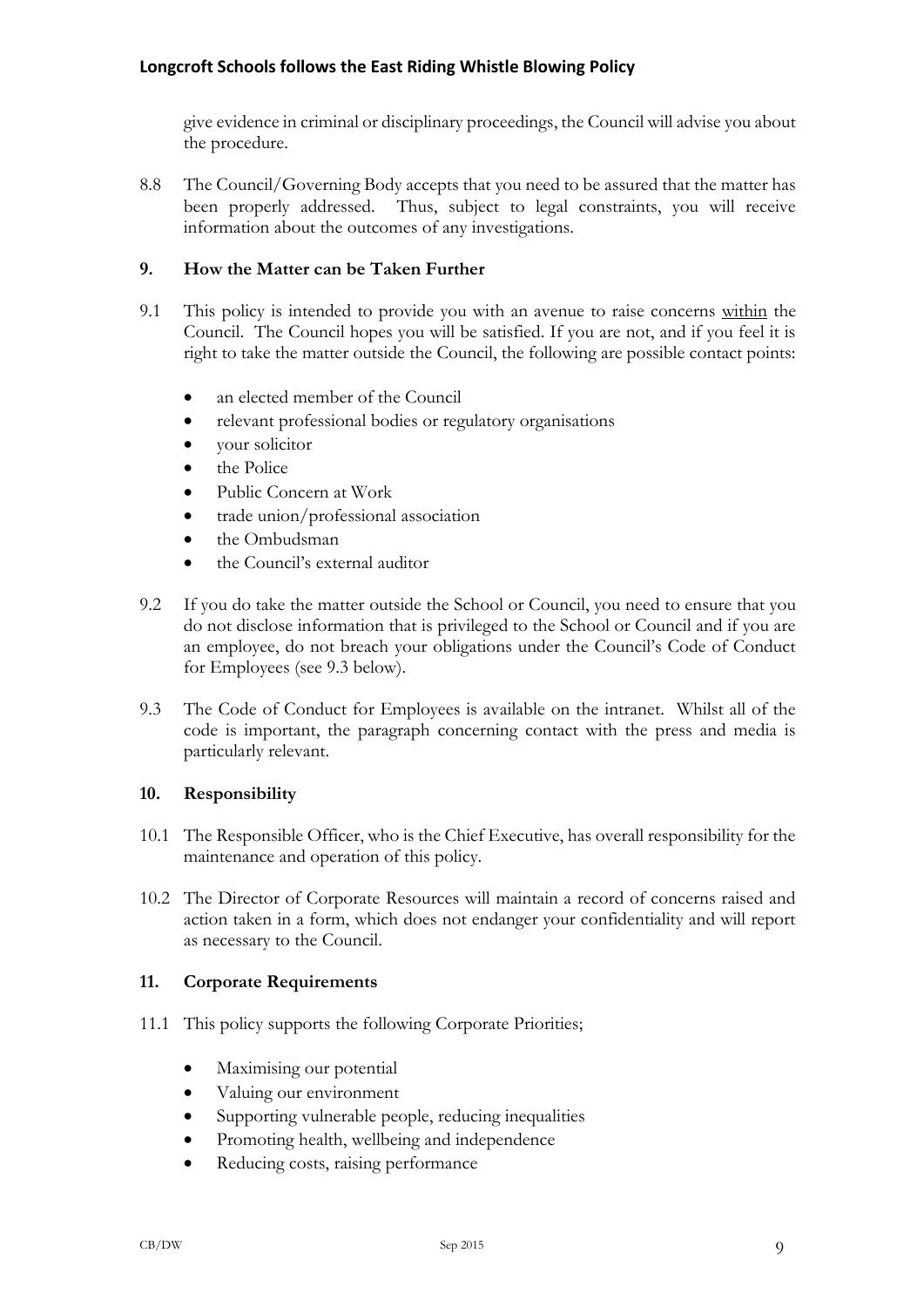give evidence in criminal or disciplinary proceedings, the Council will advise you about the procedure.

8.8 The Council/Governing Body accepts that you need to be assured that the matter has been properly addressed. Thus, subject to legal constraints, you will receive information about the outcomes of any investigations.

## 9. How the Matter can be Taken Further

9.1 This policy is intended to provide you with an avenue to raise concerns <u>within</u> the Council. The Council hopes you will be satisfied. If you are not, and if you feel it is right to take the matter outside the Council, the following are possible contact points:

- an elected member of the Council
- relevant professional bodies or regulatory organisations
- your solicitor
- the Police
- Public Concern at Work
- trade union/professional association
- the Ombudsman
- the Council's external auditor

9.2 If you do take the matter outside the School or Council, you need to ensure that you do not disclose information that is privileged to the School or Council and if you are an employee, do not breach your obligations under the Council's Code of Conduct for Employees (see 9.3 below).

9.3 The Code of Conduct for Employees is available on the intranet. Whilst all of the code is important, the paragraph concerning contact with the press and media is particularly relevant.

## 10. Responsibility

10.1 The Responsible Officer, who is the Chief Executive, has overall responsibility for the maintenance and operation of this policy.

10.2 The Director of Corporate Resources will maintain a record of concerns raised and action taken in a form, which does not endanger your confidentiality and will report as necessary to the Council.

## 11. Corporate Requirements

11.1 This policy supports the following Corporate Priorities;

- Maximising our potential
- Valuing our environment
- Supporting vulnerable people, reducing inequalities
- Promoting health, wellbeing and independence
- Reducing costs, raising performance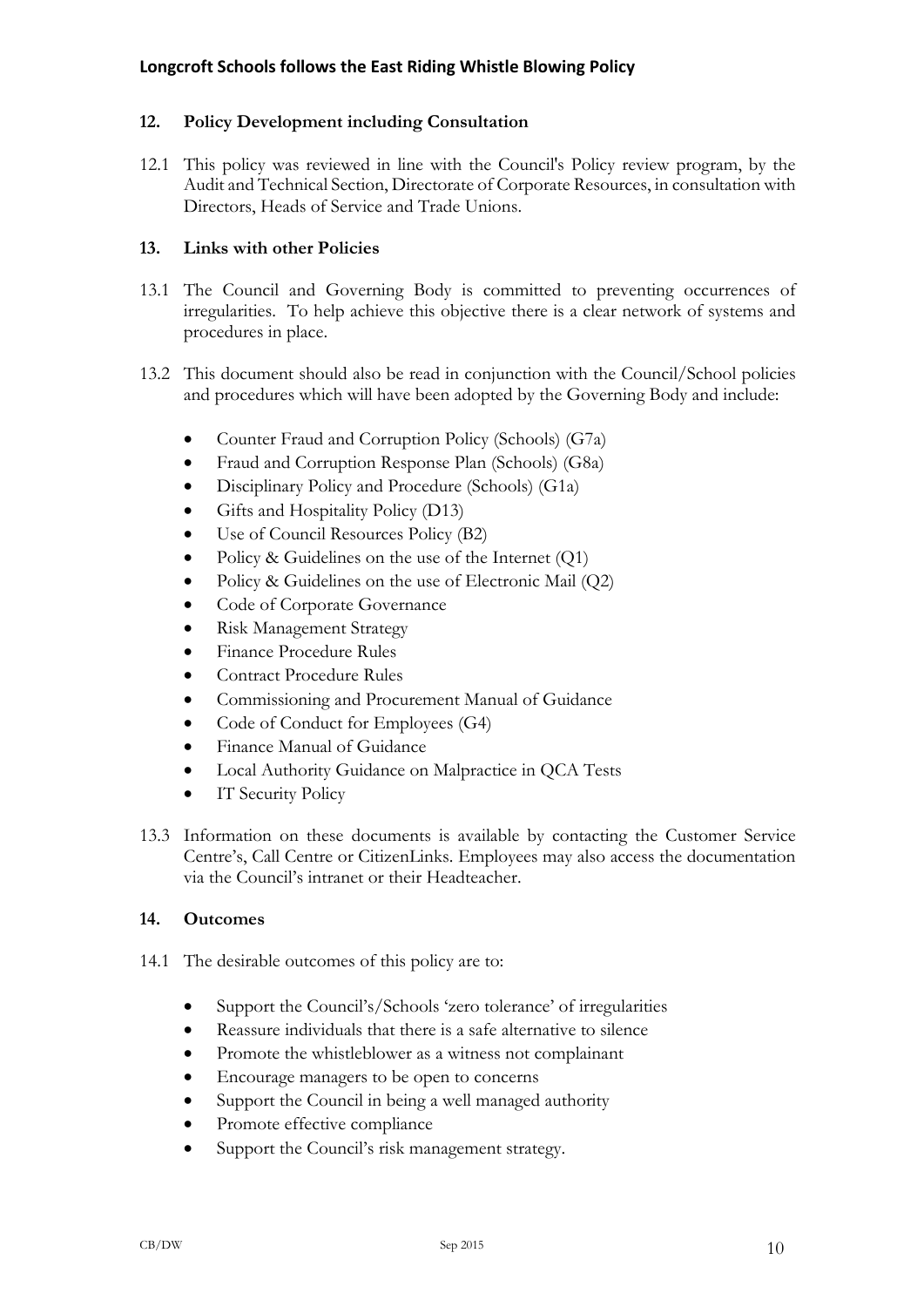## 12. Policy Development including Consultation

12.1 This policy was reviewed in line with the Council's Policy review program, by the Audit and Technical Section, Directorate of Corporate Resources, in consultation with Directors, Heads of Service and Trade Unions.

## 13. Links with other Policies

13.1 The Council and Governing Body is committed to preventing occurrences of irregularities. To help achieve this objective there is a clear network of systems and procedures in place.

13.2 This document should also be read in conjunction with the Council/School policies and procedures which will have been adopted by the Governing Body and include:

- Counter Fraud and Corruption Policy (Schools) (G7a)
- Fraud and Corruption Response Plan (Schools) (G8a)
- Disciplinary Policy and Procedure (Schools) (G1a)
- Gifts and Hospitality Policy (D13)
- Use of Council Resources Policy (B2)
- Policy & Guidelines on the use of the Internet (Q1)
- Policy & Guidelines on the use of Electronic Mail (Q2)
- Code of Corporate Governance
- Risk Management Strategy
- Finance Procedure Rules
- Contract Procedure Rules
- Commissioning and Procurement Manual of Guidance
- Code of Conduct for Employees (G4)
- Finance Manual of Guidance
- Local Authority Guidance on Malpractice in QCA Tests
- IT Security Policy

13.3 Information on these documents is available by contacting the Customer Service Centre's, Call Centre or CitizenLinks. Employees may also access the documentation via the Council's intranet or their Headteacher.

## 14. Outcomes

14.1 The desirable outcomes of this policy are to:

- Support the Council's/Schools 'zero tolerance' of irregularities
- Reassure individuals that there is a safe alternative to silence
- Promote the whistleblower as a witness not complainant
- Encourage managers to be open to concerns
- Support the Council in being a well managed authority
- Promote effective compliance
- Support the Council's risk management strategy.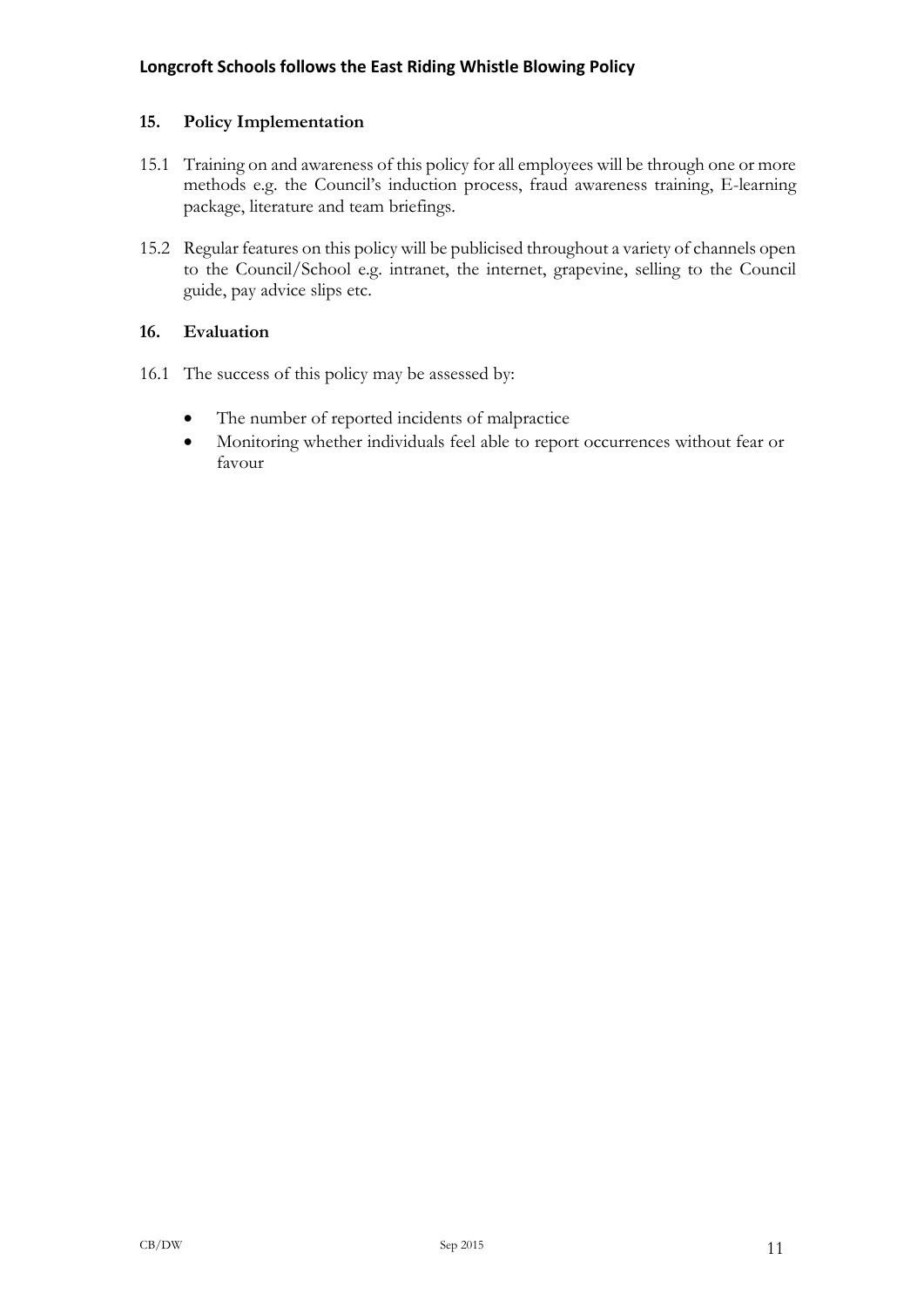## 15. Policy Implementation

15.1 Training on and awareness of this policy for all employees will be through one or more methods e.g. the Council's induction process, fraud awareness training, E-learning package, literature and team briefings.

15.2 Regular features on this policy will be publicised throughout a variety of channels open to the Council/School e.g. intranet, the internet, grapevine, selling to the Council guide, pay advice slips etc.

## 16. Evaluation

16.1 The success of this policy may be assessed by:

- The number of reported incidents of malpractice
- Monitoring whether individuals feel able to report occurrences without fear or favour